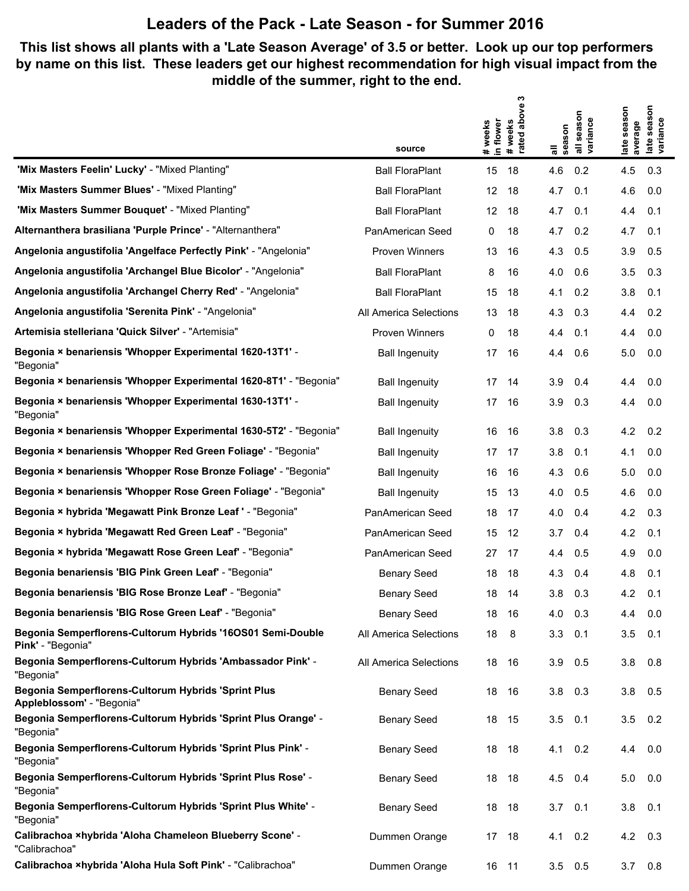# Leaders of the Pack - Late Season - for Summer 2016

**This list shows all plants with a 'Late Season Average' of 3.5 or better. Look up our top performers by name on this list. These leaders get our highest recommendation for high visual impact from the middle of the summer, right to the end.**

| | source | # weeks in flower | # weeks rated above 3 | all season | all season variance | late season average | late season variance |
|---|---|---|---|---|---|---|---|
| **'Mix Masters Feelin' Lucky'** - "Mixed Planting" | Ball FloraPlant | 15 | 18 | 4.6 | 0.2 | 4.5 | 0.3 |
| **'Mix Masters Summer Blues'** - "Mixed Planting" | Ball FloraPlant | 12 | 18 | 4.7 | 0.1 | 4.6 | 0.0 |
| **'Mix Masters Summer Bouquet'** - "Mixed Planting" | Ball FloraPlant | 12 | 18 | 4.7 | 0.1 | 4.4 | 0.1 |
| **Alternanthera brasiliana 'Purple Prince'** - "Alternanthera" | PanAmerican Seed | 0 | 18 | 4.7 | 0.2 | 4.7 | 0.1 |
| **Angelonia angustifolia 'Angelface Perfectly Pink'** - "Angelonia" | Proven Winners | 13 | 16 | 4.3 | 0.5 | 3.9 | 0.5 |
| **Angelonia angustifolia 'Archangel Blue Bicolor'** - "Angelonia" | Ball FloraPlant | 8 | 16 | 4.0 | 0.6 | 3.5 | 0.3 |
| **Angelonia angustifolia 'Archangel Cherry Red'** - "Angelonia" | Ball FloraPlant | 15 | 18 | 4.1 | 0.2 | 3.8 | 0.1 |
| **Angelonia angustifolia 'Serenita Pink'** - "Angelonia" | All America Selections | 13 | 18 | 4.3 | 0.3 | 4.4 | 0.2 |
| **Artemisia stelleriana 'Quick Silver'** - "Artemisia" | Proven Winners | 0 | 18 | 4.4 | 0.1 | 4.4 | 0.0 |
| **Begonia × benariensis 'Whopper Experimental 1620-13T1'** - "Begonia" | Ball Ingenuity | 17 | 16 | 4.4 | 0.6 | 5.0 | 0.0 |
| **Begonia × benariensis 'Whopper Experimental 1620-8T1'** - "Begonia" | Ball Ingenuity | 17 | 14 | 3.9 | 0.4 | 4.4 | 0.0 |
| **Begonia × benariensis 'Whopper Experimental 1630-13T1'** - "Begonia" | Ball Ingenuity | 17 | 16 | 3.9 | 0.3 | 4.4 | 0.0 |
| **Begonia × benariensis 'Whopper Experimental 1630-5T2'** - "Begonia" | Ball Ingenuity | 16 | 16 | 3.8 | 0.3 | 4.2 | 0.2 |
| **Begonia × benariensis 'Whopper Red Green Foliage'** - "Begonia" | Ball Ingenuity | 17 | 17 | 3.8 | 0.1 | 4.1 | 0.0 |
| **Begonia × benariensis 'Whopper Rose Bronze Foliage'** - "Begonia" | Ball Ingenuity | 16 | 16 | 4.3 | 0.6 | 5.0 | 0.0 |
| **Begonia × benariensis 'Whopper Rose Green Foliage'** - "Begonia" | Ball Ingenuity | 15 | 13 | 4.0 | 0.5 | 4.6 | 0.0 |
| **Begonia × hybrida 'Megawatt Pink Bronze Leaf '** - "Begonia" | PanAmerican Seed | 18 | 17 | 4.0 | 0.4 | 4.2 | 0.3 |
| **Begonia × hybrida 'Megawatt Red Green Leaf'** - "Begonia" | PanAmerican Seed | 15 | 12 | 3.7 | 0.4 | 4.2 | 0.1 |
| **Begonia × hybrida 'Megawatt Rose Green Leaf'** - "Begonia" | PanAmerican Seed | 27 | 17 | 4.4 | 0.5 | 4.9 | 0.0 |
| **Begonia benariensis 'BIG Pink Green Leaf'** - "Begonia" | Benary Seed | 18 | 18 | 4.3 | 0.4 | 4.8 | 0.1 |
| **Begonia benariensis 'BIG Rose Bronze Leaf'** - "Begonia" | Benary Seed | 18 | 14 | 3.8 | 0.3 | 4.2 | 0.1 |
| **Begonia benariensis 'BIG Rose Green Leaf'** - "Begonia" | Benary Seed | 18 | 16 | 4.0 | 0.3 | 4.4 | 0.0 |
| **Begonia Semperflorens-Cultorum Hybrids '16OS01 Semi-Double Pink'** - "Begonia" | All America Selections | 18 | 8 | 3.3 | 0.1 | 3.5 | 0.1 |
| **Begonia Semperflorens-Cultorum Hybrids 'Ambassador Pink'** - "Begonia" | All America Selections | 18 | 16 | 3.9 | 0.5 | 3.8 | 0.8 |
| **Begonia Semperflorens-Cultorum Hybrids 'Sprint Plus Appleblossom'** - "Begonia" | Benary Seed | 18 | 16 | 3.8 | 0.3 | 3.8 | 0.5 |
| **Begonia Semperflorens-Cultorum Hybrids 'Sprint Plus Orange'** - "Begonia" | Benary Seed | 18 | 15 | 3.5 | 0.1 | 3.5 | 0.2 |
| **Begonia Semperflorens-Cultorum Hybrids 'Sprint Plus Pink'** - "Begonia" | Benary Seed | 18 | 18 | 4.1 | 0.2 | 4.4 | 0.0 |
| **Begonia Semperflorens-Cultorum Hybrids 'Sprint Plus Rose'** - "Begonia" | Benary Seed | 18 | 18 | 4.5 | 0.4 | 5.0 | 0.0 |
| **Begonia Semperflorens-Cultorum Hybrids 'Sprint Plus White'** - "Begonia" | Benary Seed | 18 | 18 | 3.7 | 0.1 | 3.8 | 0.1 |
| **Calibrachoa ×hybrida 'Aloha Chameleon Blueberry Scone'** - "Calibrachoa" | Dummen Orange | 17 | 18 | 4.1 | 0.2 | 4.2 | 0.3 |
| **Calibrachoa ×hybrida 'Aloha Hula Soft Pink'** - "Calibrachoa" | Dummen Orange | 16 | 11 | 3.5 | 0.5 | 3.7 | 0.8 |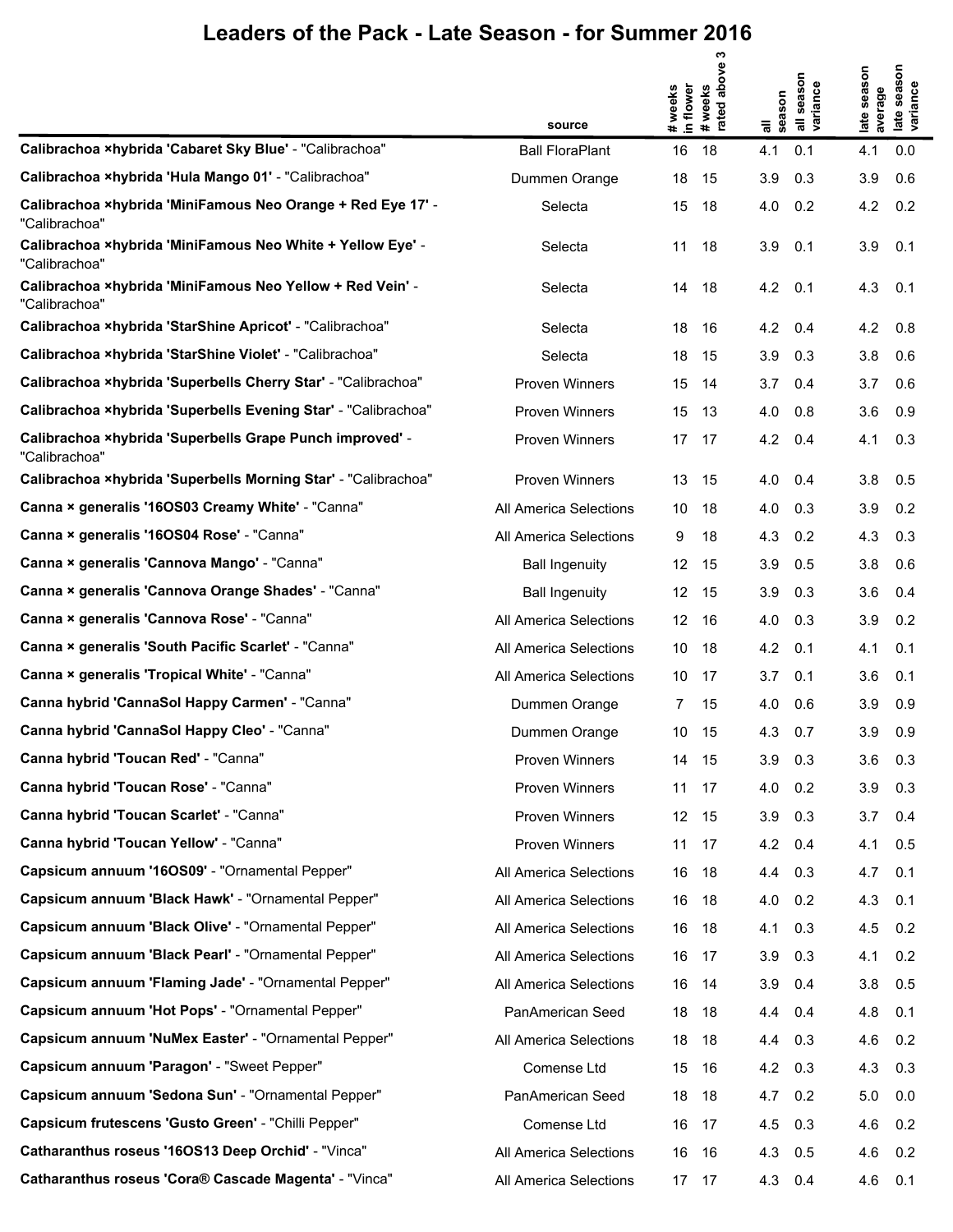# Leaders of the Pack - Late Season - for Summer 2016

| | source | # weeks in flower | # weeks rated above 3 | all season | all season variance | late season average | late season variance |
|---|---|---|---|---|---|---|---|
| **Calibrachoa ×hybrida 'Cabaret Sky Blue'** - "Calibrachoa" | Ball FloraPlant | 16 | 18 | 4.1 | 0.1 | 4.1 | 0.0 |
| **Calibrachoa ×hybrida 'Hula Mango 01'** - "Calibrachoa" | Dummen Orange | 18 | 15 | 3.9 | 0.3 | 3.9 | 0.6 |
| **Calibrachoa ×hybrida 'MiniFamous Neo Orange + Red Eye 17'** - "Calibrachoa" | Selecta | 15 | 18 | 4.0 | 0.2 | 4.2 | 0.2 |
| **Calibrachoa ×hybrida 'MiniFamous Neo White + Yellow Eye'** - "Calibrachoa" | Selecta | 11 | 18 | 3.9 | 0.1 | 3.9 | 0.1 |
| **Calibrachoa ×hybrida 'MiniFamous Neo Yellow + Red Vein'** - "Calibrachoa" | Selecta | 14 | 18 | 4.2 | 0.1 | 4.3 | 0.1 |
| **Calibrachoa ×hybrida 'StarShine Apricot'** - "Calibrachoa" | Selecta | 18 | 16 | 4.2 | 0.4 | 4.2 | 0.8 |
| **Calibrachoa ×hybrida 'StarShine Violet'** - "Calibrachoa" | Selecta | 18 | 15 | 3.9 | 0.3 | 3.8 | 0.6 |
| **Calibrachoa ×hybrida 'Superbells Cherry Star'** - "Calibrachoa" | Proven Winners | 15 | 14 | 3.7 | 0.4 | 3.7 | 0.6 |
| **Calibrachoa ×hybrida 'Superbells Evening Star'** - "Calibrachoa" | Proven Winners | 15 | 13 | 4.0 | 0.8 | 3.6 | 0.9 |
| **Calibrachoa ×hybrida 'Superbells Grape Punch improved'** - "Calibrachoa" | Proven Winners | 17 | 17 | 4.2 | 0.4 | 4.1 | 0.3 |
| **Calibrachoa ×hybrida 'Superbells Morning Star'** - "Calibrachoa" | Proven Winners | 13 | 15 | 4.0 | 0.4 | 3.8 | 0.5 |
| **Canna × generalis '16OS03 Creamy White'** - "Canna" | All America Selections | 10 | 18 | 4.0 | 0.3 | 3.9 | 0.2 |
| **Canna × generalis '16OS04 Rose'** - "Canna" | All America Selections | 9 | 18 | 4.3 | 0.2 | 4.3 | 0.3 |
| **Canna × generalis 'Cannova Mango'** - "Canna" | Ball Ingenuity | 12 | 15 | 3.9 | 0.5 | 3.8 | 0.6 |
| **Canna × generalis 'Cannova Orange Shades'** - "Canna" | Ball Ingenuity | 12 | 15 | 3.9 | 0.3 | 3.6 | 0.4 |
| **Canna × generalis 'Cannova Rose'** - "Canna" | All America Selections | 12 | 16 | 4.0 | 0.3 | 3.9 | 0.2 |
| **Canna × generalis 'South Pacific Scarlet'** - "Canna" | All America Selections | 10 | 18 | 4.2 | 0.1 | 4.1 | 0.1 |
| **Canna × generalis 'Tropical White'** - "Canna" | All America Selections | 10 | 17 | 3.7 | 0.1 | 3.6 | 0.1 |
| **Canna hybrid 'CannaSol Happy Carmen'** - "Canna" | Dummen Orange | 7 | 15 | 4.0 | 0.6 | 3.9 | 0.9 |
| **Canna hybrid 'CannaSol Happy Cleo'** - "Canna" | Dummen Orange | 10 | 15 | 4.3 | 0.7 | 3.9 | 0.9 |
| **Canna hybrid 'Toucan Red'** - "Canna" | Proven Winners | 14 | 15 | 3.9 | 0.3 | 3.6 | 0.3 |
| **Canna hybrid 'Toucan Rose'** - "Canna" | Proven Winners | 11 | 17 | 4.0 | 0.2 | 3.9 | 0.3 |
| **Canna hybrid 'Toucan Scarlet'** - "Canna" | Proven Winners | 12 | 15 | 3.9 | 0.3 | 3.7 | 0.4 |
| **Canna hybrid 'Toucan Yellow'** - "Canna" | Proven Winners | 11 | 17 | 4.2 | 0.4 | 4.1 | 0.5 |
| **Capsicum annuum '16OS09'** - "Ornamental Pepper" | All America Selections | 16 | 18 | 4.4 | 0.3 | 4.7 | 0.1 |
| **Capsicum annuum 'Black Hawk'** - "Ornamental Pepper" | All America Selections | 16 | 18 | 4.0 | 0.2 | 4.3 | 0.1 |
| **Capsicum annuum 'Black Olive'** - "Ornamental Pepper" | All America Selections | 16 | 18 | 4.1 | 0.3 | 4.5 | 0.2 |
| **Capsicum annuum 'Black Pearl'** - "Ornamental Pepper" | All America Selections | 16 | 17 | 3.9 | 0.3 | 4.1 | 0.2 |
| **Capsicum annuum 'Flaming Jade'** - "Ornamental Pepper" | All America Selections | 16 | 14 | 3.9 | 0.4 | 3.8 | 0.5 |
| **Capsicum annuum 'Hot Pops'** - "Ornamental Pepper" | PanAmerican Seed | 18 | 18 | 4.4 | 0.4 | 4.8 | 0.1 |
| **Capsicum annuum 'NuMex Easter'** - "Ornamental Pepper" | All America Selections | 18 | 18 | 4.4 | 0.3 | 4.6 | 0.2 |
| **Capsicum annuum 'Paragon'** - "Sweet Pepper" | Comense Ltd | 15 | 16 | 4.2 | 0.3 | 4.3 | 0.3 |
| **Capsicum annuum 'Sedona Sun'** - "Ornamental Pepper" | PanAmerican Seed | 18 | 18 | 4.7 | 0.2 | 5.0 | 0.0 |
| **Capsicum frutescens 'Gusto Green'** - "Chilli Pepper" | Comense Ltd | 16 | 17 | 4.5 | 0.3 | 4.6 | 0.2 |
| **Catharanthus roseus '16OS13 Deep Orchid'** - "Vinca" | All America Selections | 16 | 16 | 4.3 | 0.5 | 4.6 | 0.2 |
| **Catharanthus roseus 'Cora® Cascade Magenta'** - "Vinca" | All America Selections | 17 | 17 | 4.3 | 0.4 | 4.6 | 0.1 |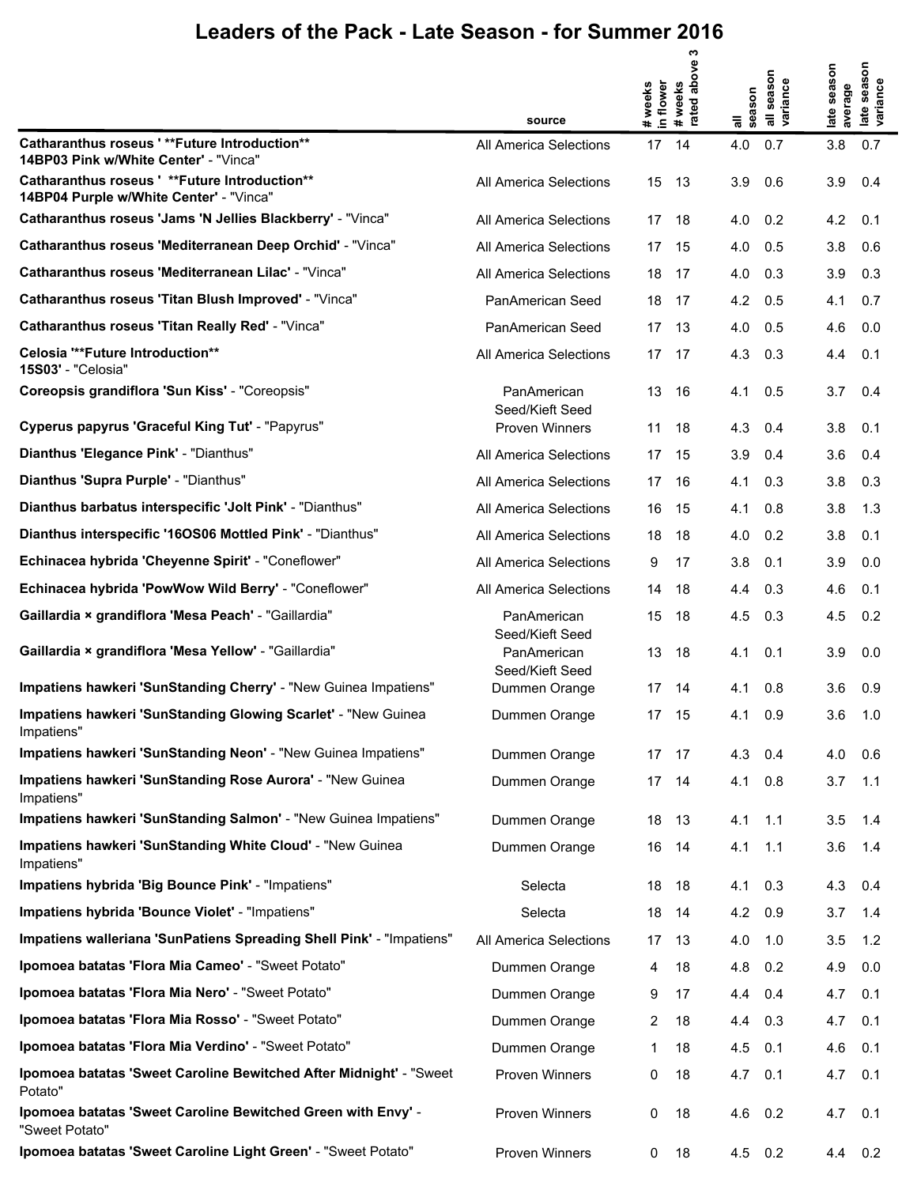# Leaders of the Pack - Late Season - for Summer 2016

| | source | # weeks in flower | # weeks rated above 3 | all season | all season variance | late season average | late season variance |
|---|---|---|---|---|---|---|---|
| **Catharanthus roseus ' **Future Introduction** 14BP03 Pink w/White Center'** - "Vinca" | All America Selections | 17 | 14 | 4.0 | 0.7 | 3.8 | 0.7 |
| **Catharanthus roseus ' **Future Introduction** 14BP04 Purple w/White Center'** - "Vinca" | All America Selections | 15 | 13 | 3.9 | 0.6 | 3.9 | 0.4 |
| **Catharanthus roseus 'Jams 'N Jellies Blackberry'** - "Vinca" | All America Selections | 17 | 18 | 4.0 | 0.2 | 4.2 | 0.1 |
| **Catharanthus roseus 'Mediterranean Deep Orchid'** - "Vinca" | All America Selections | 17 | 15 | 4.0 | 0.5 | 3.8 | 0.6 |
| **Catharanthus roseus 'Mediterranean Lilac'** - "Vinca" | All America Selections | 18 | 17 | 4.0 | 0.3 | 3.9 | 0.3 |
| **Catharanthus roseus 'Titan Blush Improved'** - "Vinca" | PanAmerican Seed | 18 | 17 | 4.2 | 0.5 | 4.1 | 0.7 |
| **Catharanthus roseus 'Titan Really Red'** - "Vinca" | PanAmerican Seed | 17 | 13 | 4.0 | 0.5 | 4.6 | 0.0 |
| **Celosia '**Future Introduction** 15S03'** - "Celosia" | All America Selections | 17 | 17 | 4.3 | 0.3 | 4.4 | 0.1 |
| **Coreopsis grandiflora 'Sun Kiss'** - "Coreopsis" | PanAmerican Seed/Kieft Seed | 13 | 16 | 4.1 | 0.5 | 3.7 | 0.4 |
| **Cyperus papyrus 'Graceful King Tut'** - "Papyrus" | Proven Winners | 11 | 18 | 4.3 | 0.4 | 3.8 | 0.1 |
| **Dianthus 'Elegance Pink'** - "Dianthus" | All America Selections | 17 | 15 | 3.9 | 0.4 | 3.6 | 0.4 |
| **Dianthus 'Supra Purple'** - "Dianthus" | All America Selections | 17 | 16 | 4.1 | 0.3 | 3.8 | 0.3 |
| **Dianthus barbatus interspecific 'Jolt Pink'** - "Dianthus" | All America Selections | 16 | 15 | 4.1 | 0.8 | 3.8 | 1.3 |
| **Dianthus interspecific '16OS06 Mottled Pink'** - "Dianthus" | All America Selections | 18 | 18 | 4.0 | 0.2 | 3.8 | 0.1 |
| **Echinacea hybrida 'Cheyenne Spirit'** - "Coneflower" | All America Selections | 9 | 17 | 3.8 | 0.1 | 3.9 | 0.0 |
| **Echinacea hybrida 'PowWow Wild Berry'** - "Coneflower" | All America Selections | 14 | 18 | 4.4 | 0.3 | 4.6 | 0.1 |
| **Gaillardia × grandiflora 'Mesa Peach'** - "Gaillardia" | PanAmerican Seed/Kieft Seed | 15 | 18 | 4.5 | 0.3 | 4.5 | 0.2 |
| **Gaillardia × grandiflora 'Mesa Yellow'** - "Gaillardia" | PanAmerican Seed/Kieft Seed | 13 | 18 | 4.1 | 0.1 | 3.9 | 0.0 |
| **Impatiens hawkeri 'SunStanding Cherry'** - "New Guinea Impatiens" | Dummen Orange | 17 | 14 | 4.1 | 0.8 | 3.6 | 0.9 |
| **Impatiens hawkeri 'SunStanding Glowing Scarlet'** - "New Guinea Impatiens" | Dummen Orange | 17 | 15 | 4.1 | 0.9 | 3.6 | 1.0 |
| **Impatiens hawkeri 'SunStanding Neon'** - "New Guinea Impatiens" | Dummen Orange | 17 | 17 | 4.3 | 0.4 | 4.0 | 0.6 |
| **Impatiens hawkeri 'SunStanding Rose Aurora'** - "New Guinea Impatiens" | Dummen Orange | 17 | 14 | 4.1 | 0.8 | 3.7 | 1.1 |
| **Impatiens hawkeri 'SunStanding Salmon'** - "New Guinea Impatiens" | Dummen Orange | 18 | 13 | 4.1 | 1.1 | 3.5 | 1.4 |
| **Impatiens hawkeri 'SunStanding White Cloud'** - "New Guinea Impatiens" | Dummen Orange | 16 | 14 | 4.1 | 1.1 | 3.6 | 1.4 |
| **Impatiens hybrida 'Big Bounce Pink'** - "Impatiens" | Selecta | 18 | 18 | 4.1 | 0.3 | 4.3 | 0.4 |
| **Impatiens hybrida 'Bounce Violet'** - "Impatiens" | Selecta | 18 | 14 | 4.2 | 0.9 | 3.7 | 1.4 |
| **Impatiens walleriana 'SunPatiens Spreading Shell Pink'** - "Impatiens" | All America Selections | 17 | 13 | 4.0 | 1.0 | 3.5 | 1.2 |
| **Ipomoea batatas 'Flora Mia Cameo'** - "Sweet Potato" | Dummen Orange | 4 | 18 | 4.8 | 0.2 | 4.9 | 0.0 |
| **Ipomoea batatas 'Flora Mia Nero'** - "Sweet Potato" | Dummen Orange | 9 | 17 | 4.4 | 0.4 | 4.7 | 0.1 |
| **Ipomoea batatas 'Flora Mia Rosso'** - "Sweet Potato" | Dummen Orange | 2 | 18 | 4.4 | 0.3 | 4.7 | 0.1 |
| **Ipomoea batatas 'Flora Mia Verdino'** - "Sweet Potato" | Dummen Orange | 1 | 18 | 4.5 | 0.1 | 4.6 | 0.1 |
| **Ipomoea batatas 'Sweet Caroline Bewitched After Midnight'** - "Sweet Potato" | Proven Winners | 0 | 18 | 4.7 | 0.1 | 4.7 | 0.1 |
| **Ipomoea batatas 'Sweet Caroline Bewitched Green with Envy'** - "Sweet Potato" | Proven Winners | 0 | 18 | 4.6 | 0.2 | 4.7 | 0.1 |
| **Ipomoea batatas 'Sweet Caroline Light Green'** - "Sweet Potato" | Proven Winners | 0 | 18 | 4.5 | 0.2 | 4.4 | 0.2 |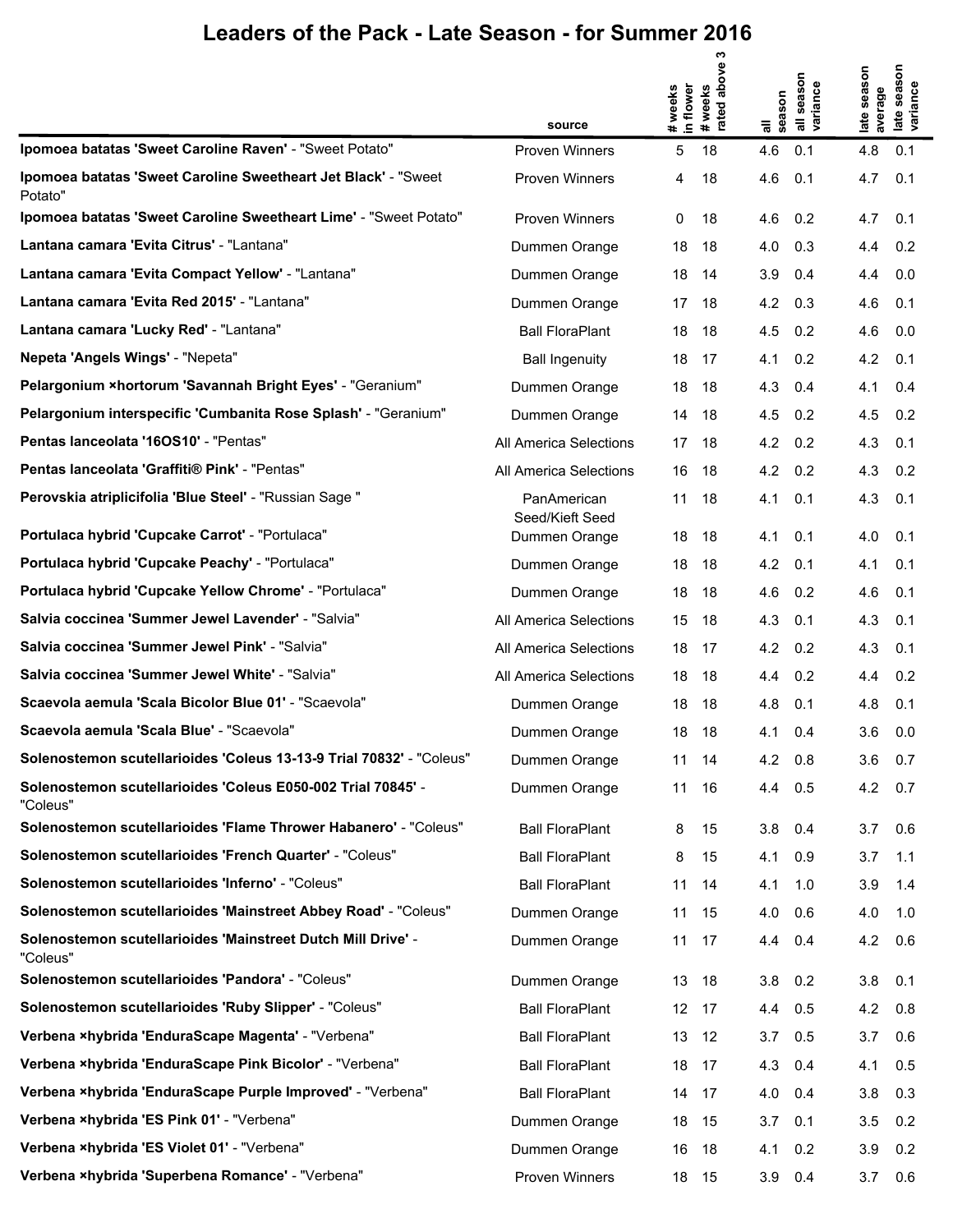# Leaders of the Pack - Late Season - for Summer 2016

| | source | # weeks in flower | # weeks rated above 3 | all season | all season variance | late season average | late season variance |
|---|---|---|---|---|---|---|---|
| **Ipomoea batatas 'Sweet Caroline Raven'** - "Sweet Potato" | Proven Winners | 5 | 18 | 4.6 | 0.1 | 4.8 | 0.1 |
| **Ipomoea batatas 'Sweet Caroline Sweetheart Jet Black'** - "Sweet Potato" | Proven Winners | 4 | 18 | 4.6 | 0.1 | 4.7 | 0.1 |
| **Ipomoea batatas 'Sweet Caroline Sweetheart Lime'** - "Sweet Potato" | Proven Winners | 0 | 18 | 4.6 | 0.2 | 4.7 | 0.1 |
| **Lantana camara 'Evita Citrus'** - "Lantana" | Dummen Orange | 18 | 18 | 4.0 | 0.3 | 4.4 | 0.2 |
| **Lantana camara 'Evita Compact Yellow'** - "Lantana" | Dummen Orange | 18 | 14 | 3.9 | 0.4 | 4.4 | 0.0 |
| **Lantana camara 'Evita Red 2015'** - "Lantana" | Dummen Orange | 17 | 18 | 4.2 | 0.3 | 4.6 | 0.1 |
| **Lantana camara 'Lucky Red'** - "Lantana" | Ball FloraPlant | 18 | 18 | 4.5 | 0.2 | 4.6 | 0.0 |
| **Nepeta 'Angels Wings'** - "Nepeta" | Ball Ingenuity | 18 | 17 | 4.1 | 0.2 | 4.2 | 0.1 |
| **Pelargonium ×hortorum 'Savannah Bright Eyes'** - "Geranium" | Dummen Orange | 18 | 18 | 4.3 | 0.4 | 4.1 | 0.4 |
| **Pelargonium interspecific 'Cumbanita Rose Splash'** - "Geranium" | Dummen Orange | 14 | 18 | 4.5 | 0.2 | 4.5 | 0.2 |
| **Pentas lanceolata '16OS10'** - "Pentas" | All America Selections | 17 | 18 | 4.2 | 0.2 | 4.3 | 0.1 |
| **Pentas lanceolata 'Graffiti® Pink'** - "Pentas" | All America Selections | 16 | 18 | 4.2 | 0.2 | 4.3 | 0.2 |
| **Perovskia atriplicifolia 'Blue Steel'** - "Russian Sage " | PanAmerican Seed/Kieft Seed | 11 | 18 | 4.1 | 0.1 | 4.3 | 0.1 |
| **Portulaca hybrid 'Cupcake Carrot'** - "Portulaca" | Dummen Orange | 18 | 18 | 4.1 | 0.1 | 4.0 | 0.1 |
| **Portulaca hybrid 'Cupcake Peachy'** - "Portulaca" | Dummen Orange | 18 | 18 | 4.2 | 0.1 | 4.1 | 0.1 |
| **Portulaca hybrid 'Cupcake Yellow Chrome'** - "Portulaca" | Dummen Orange | 18 | 18 | 4.6 | 0.2 | 4.6 | 0.1 |
| **Salvia coccinea 'Summer Jewel Lavender'** - "Salvia" | All America Selections | 15 | 18 | 4.3 | 0.1 | 4.3 | 0.1 |
| **Salvia coccinea 'Summer Jewel Pink'** - "Salvia" | All America Selections | 18 | 17 | 4.2 | 0.2 | 4.3 | 0.1 |
| **Salvia coccinea 'Summer Jewel White'** - "Salvia" | All America Selections | 18 | 18 | 4.4 | 0.2 | 4.4 | 0.2 |
| **Scaevola aemula 'Scala Bicolor Blue 01'** - "Scaevola" | Dummen Orange | 18 | 18 | 4.8 | 0.1 | 4.8 | 0.1 |
| **Scaevola aemula 'Scala Blue'** - "Scaevola" | Dummen Orange | 18 | 18 | 4.1 | 0.4 | 3.6 | 0.0 |
| **Solenostemon scutellarioides 'Coleus 13-13-9 Trial 70832'** - "Coleus" | Dummen Orange | 11 | 14 | 4.2 | 0.8 | 3.6 | 0.7 |
| **Solenostemon scutellarioides 'Coleus E050-002 Trial 70845'** - "Coleus" | Dummen Orange | 11 | 16 | 4.4 | 0.5 | 4.2 | 0.7 |
| **Solenostemon scutellarioides 'Flame Thrower Habanero'** - "Coleus" | Ball FloraPlant | 8 | 15 | 3.8 | 0.4 | 3.7 | 0.6 |
| **Solenostemon scutellarioides 'French Quarter'** - "Coleus" | Ball FloraPlant | 8 | 15 | 4.1 | 0.9 | 3.7 | 1.1 |
| **Solenostemon scutellarioides 'Inferno'** - "Coleus" | Ball FloraPlant | 11 | 14 | 4.1 | 1.0 | 3.9 | 1.4 |
| **Solenostemon scutellarioides 'Mainstreet Abbey Road'** - "Coleus" | Dummen Orange | 11 | 15 | 4.0 | 0.6 | 4.0 | 1.0 |
| **Solenostemon scutellarioides 'Mainstreet Dutch Mill Drive'** - "Coleus" | Dummen Orange | 11 | 17 | 4.4 | 0.4 | 4.2 | 0.6 |
| **Solenostemon scutellarioides 'Pandora'** - "Coleus" | Dummen Orange | 13 | 18 | 3.8 | 0.2 | 3.8 | 0.1 |
| **Solenostemon scutellarioides 'Ruby Slipper'** - "Coleus" | Ball FloraPlant | 12 | 17 | 4.4 | 0.5 | 4.2 | 0.8 |
| **Verbena ×hybrida 'EnduraScape Magenta'** - "Verbena" | Ball FloraPlant | 13 | 12 | 3.7 | 0.5 | 3.7 | 0.6 |
| **Verbena ×hybrida 'EnduraScape Pink Bicolor'** - "Verbena" | Ball FloraPlant | 18 | 17 | 4.3 | 0.4 | 4.1 | 0.5 |
| **Verbena ×hybrida 'EnduraScape Purple Improved'** - "Verbena" | Ball FloraPlant | 14 | 17 | 4.0 | 0.4 | 3.8 | 0.3 |
| **Verbena ×hybrida 'ES Pink 01'** - "Verbena" | Dummen Orange | 18 | 15 | 3.7 | 0.1 | 3.5 | 0.2 |
| **Verbena ×hybrida 'ES Violet 01'** - "Verbena" | Dummen Orange | 16 | 18 | 4.1 | 0.2 | 3.9 | 0.2 |
| **Verbena ×hybrida 'Superbena Romance'** - "Verbena" | Proven Winners | 18 | 15 | 3.9 | 0.4 | 3.7 | 0.6 |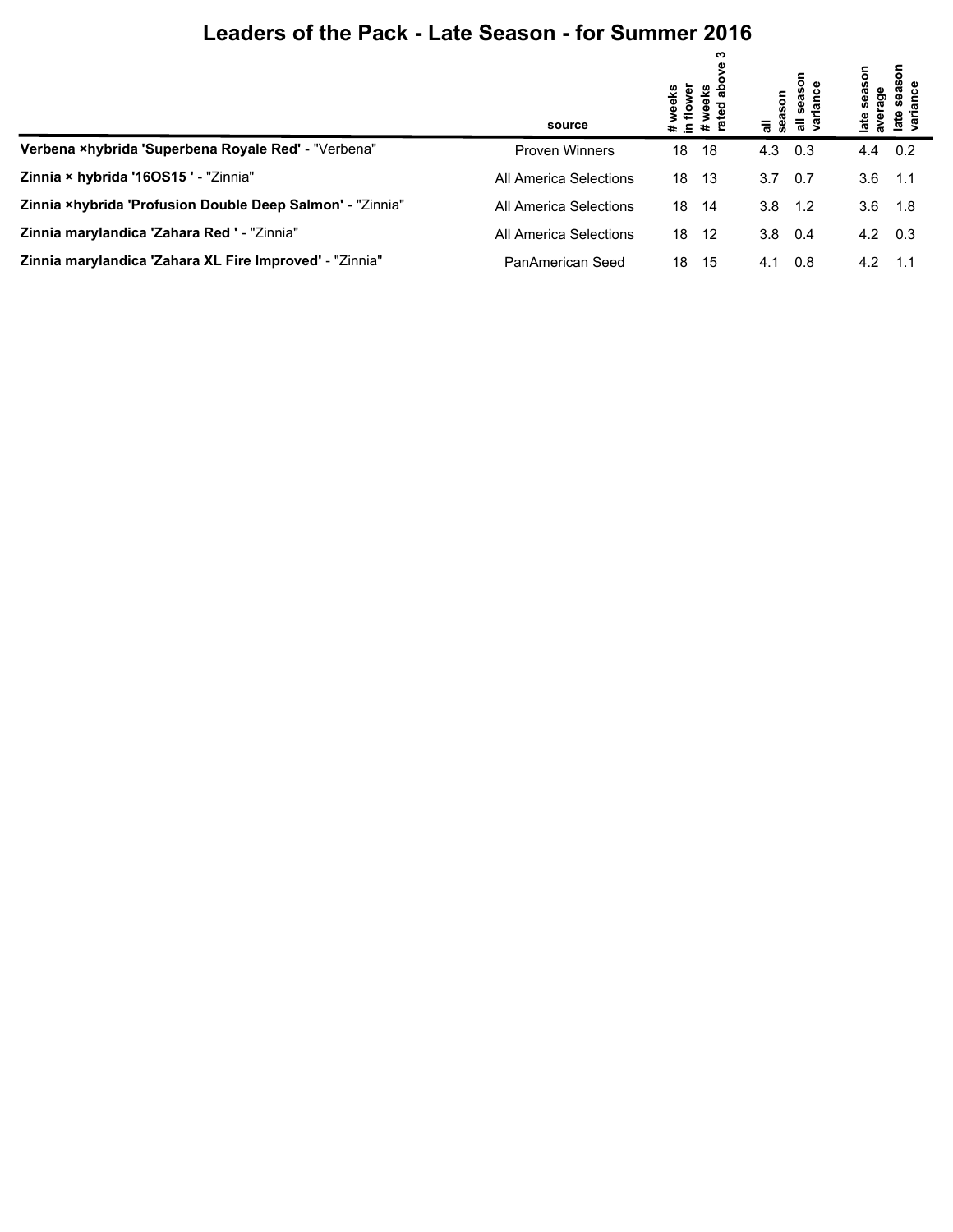# Leaders of the Pack - Late Season - for Summer 2016

| | source | # weeks in flower | # weeks rated above 3 | all season | all season variance | late season average | late season variance |
|---|---|---|---|---|---|---|---|
| **Verbena ×hybrida 'Superbena Royale Red'** - "Verbena" | Proven Winners | 18 | 18 | 4.3 | 0.3 | 4.4 | 0.2 |
| **Zinnia × hybrida '16OS15 '** - "Zinnia" | All America Selections | 18 | 13 | 3.7 | 0.7 | 3.6 | 1.1 |
| **Zinnia ×hybrida 'Profusion Double Deep Salmon'** - "Zinnia" | All America Selections | 18 | 14 | 3.8 | 1.2 | 3.6 | 1.8 |
| **Zinnia marylandica 'Zahara Red '** - "Zinnia" | All America Selections | 18 | 12 | 3.8 | 0.4 | 4.2 | 0.3 |
| **Zinnia marylandica 'Zahara XL Fire Improved'** - "Zinnia" | PanAmerican Seed | 18 | 15 | 4.1 | 0.8 | 4.2 | 1.1 |